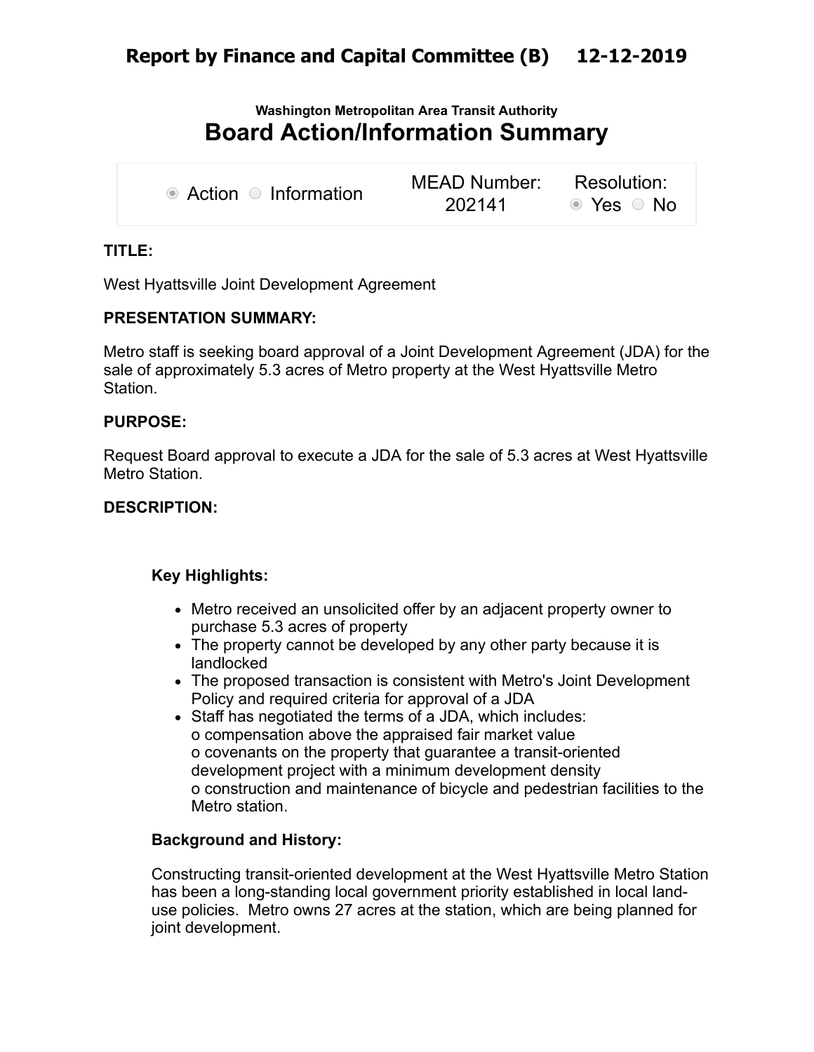# Report by Finance and Capital Committee (B) 12-12-2019

### Washington Metropolitan Area Transit Authority

## Board Action/Information Summary

| | | |
|---|---|---|
| ◉ Action ○ Information | MEAD Number: 202141 | Resolution: ◉ Yes ○ No |

**TITLE:**

West Hyattsville Joint Development Agreement

**PRESENTATION SUMMARY:**

Metro staff is seeking board approval of a Joint Development Agreement (JDA) for the sale of approximately 5.3 acres of Metro property at the West Hyattsville Metro Station.

**PURPOSE:**

Request Board approval to execute a JDA for the sale of 5.3 acres at West Hyattsville Metro Station.

**DESCRIPTION:**

**Key Highlights:**

- Metro received an unsolicited offer by an adjacent property owner to purchase 5.3 acres of property
- The property cannot be developed by any other party because it is landlocked
- The proposed transaction is consistent with Metro's Joint Development Policy and required criteria for approval of a JDA
- Staff has negotiated the terms of a JDA, which includes:
  - o compensation above the appraised fair market value
  - o covenants on the property that guarantee a transit-oriented development project with a minimum development density
  - o construction and maintenance of bicycle and pedestrian facilities to the Metro station.

**Background and History:**

Constructing transit-oriented development at the West Hyattsville Metro Station has been a long-standing local government priority established in local land-use policies. Metro owns 27 acres at the station, which are being planned for joint development.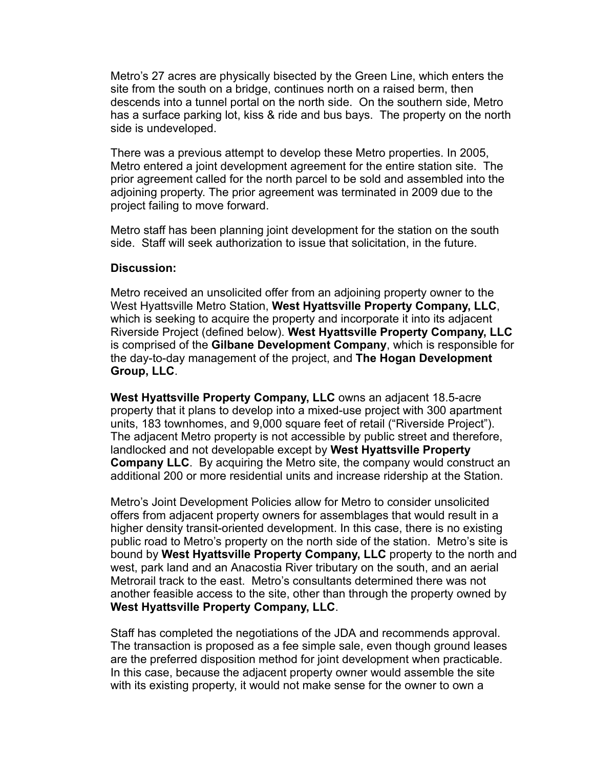Metro's 27 acres are physically bisected by the Green Line, which enters the site from the south on a bridge, continues north on a raised berm, then descends into a tunnel portal on the north side. On the southern side, Metro has a surface parking lot, kiss & ride and bus bays. The property on the north side is undeveloped.

There was a previous attempt to develop these Metro properties. In 2005, Metro entered a joint development agreement for the entire station site. The prior agreement called for the north parcel to be sold and assembled into the adjoining property. The prior agreement was terminated in 2009 due to the project failing to move forward.

Metro staff has been planning joint development for the station on the south side. Staff will seek authorization to issue that solicitation, in the future.

**Discussion:**

Metro received an unsolicited offer from an adjoining property owner to the West Hyattsville Metro Station, **West Hyattsville Property Company, LLC**, which is seeking to acquire the property and incorporate it into its adjacent Riverside Project (defined below). **West Hyattsville Property Company, LLC** is comprised of the **Gilbane Development Company**, which is responsible for the day-to-day management of the project, and **The Hogan Development Group, LLC**.

**West Hyattsville Property Company, LLC** owns an adjacent 18.5-acre property that it plans to develop into a mixed-use project with 300 apartment units, 183 townhomes, and 9,000 square feet of retail ("Riverside Project"). The adjacent Metro property is not accessible by public street and therefore, landlocked and not developable except by **West Hyattsville Property Company LLC**. By acquiring the Metro site, the company would construct an additional 200 or more residential units and increase ridership at the Station.

Metro's Joint Development Policies allow for Metro to consider unsolicited offers from adjacent property owners for assemblages that would result in a higher density transit-oriented development. In this case, there is no existing public road to Metro's property on the north side of the station. Metro's site is bound by **West Hyattsville Property Company, LLC** property to the north and west, park land and an Anacostia River tributary on the south, and an aerial Metrorail track to the east. Metro's consultants determined there was not another feasible access to the site, other than through the property owned by **West Hyattsville Property Company, LLC**.

Staff has completed the negotiations of the JDA and recommends approval. The transaction is proposed as a fee simple sale, even though ground leases are the preferred disposition method for joint development when practicable. In this case, because the adjacent property owner would assemble the site with its existing property, it would not make sense for the owner to own a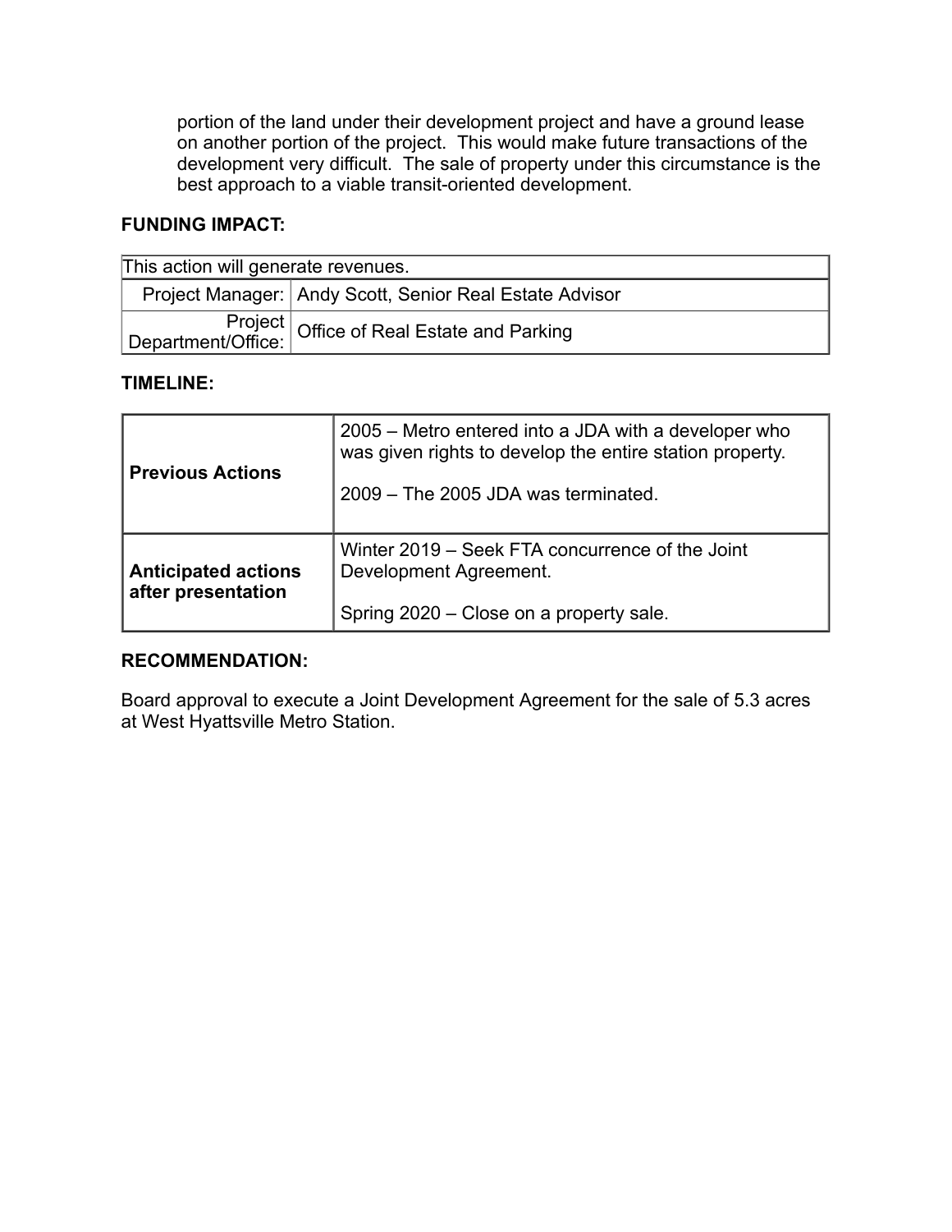portion of the land under their development project and have a ground lease on another portion of the project. This would make future transactions of the development very difficult. The sale of property under this circumstance is the best approach to a viable transit-oriented development.

**FUNDING IMPACT:**

| This action will generate revenues. | |
|---|---|
| Project Manager: | Andy Scott, Senior Real Estate Advisor |
| Project Department/Office: | Office of Real Estate and Parking |

**TIMELINE:**

| | |
|---|---|
| **Previous Actions** | 2005 – Metro entered into a JDA with a developer who was given rights to develop the entire station property.<br><br>2009 – The 2005 JDA was terminated. |
| **Anticipated actions after presentation** | Winter 2019 – Seek FTA concurrence of the Joint Development Agreement.<br><br>Spring 2020 – Close on a property sale. |

**RECOMMENDATION:**

Board approval to execute a Joint Development Agreement for the sale of 5.3 acres at West Hyattsville Metro Station.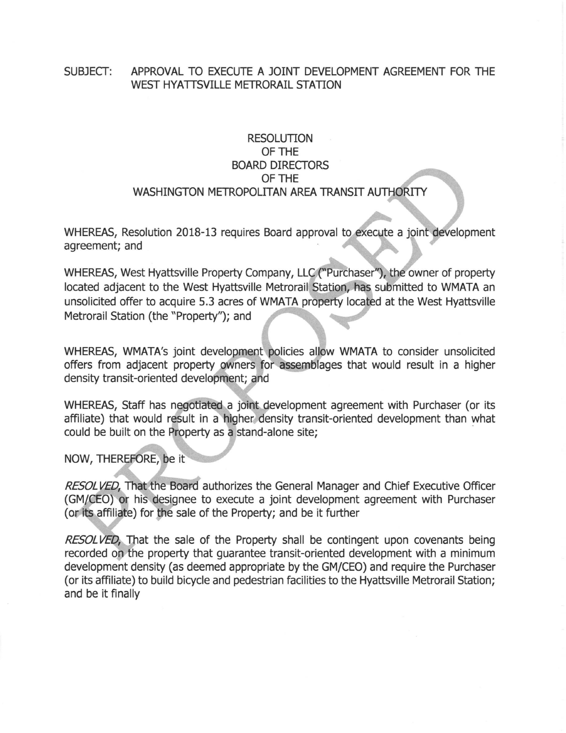SUBJECT: APPROVAL TO EXECUTE A JOINT DEVELOPMENT AGREEMENT FOR THE WEST HYATTSVILLE METRORAIL STATION

RESOLUTION
OF THE
BOARD DIRECTORS
OF THE
WASHINGTON METROPOLITAN AREA TRANSIT AUTHORITY

WHEREAS, Resolution 2018-13 requires Board approval to execute a joint development agreement; and

WHEREAS, West Hyattsville Property Company, LLC ("Purchaser"), the owner of property located adjacent to the West Hyattsville Metrorail Station, has submitted to WMATA an unsolicited offer to acquire 5.3 acres of WMATA property located at the West Hyattsville Metrorail Station (the "Property"); and

WHEREAS, WMATA's joint development policies allow WMATA to consider unsolicited offers from adjacent property owners for assemblages that would result in a higher density transit-oriented development; and

WHEREAS, Staff has negotiated a joint development agreement with Purchaser (or its affiliate) that would result in a higher density transit-oriented development than what could be built on the Property as a stand-alone site;

NOW, THEREFORE, be it

*RESOLVED*, That the Board authorizes the General Manager and Chief Executive Officer (GM/CEO) or his designee to execute a joint development agreement with Purchaser (or its affiliate) for the sale of the Property; and be it further

*RESOLVED*, That the sale of the Property shall be contingent upon covenants being recorded on the property that guarantee transit-oriented development with a minimum development density (as deemed appropriate by the GM/CEO) and require the Purchaser (or its affiliate) to build bicycle and pedestrian facilities to the Hyattsville Metrorail Station; and be it finally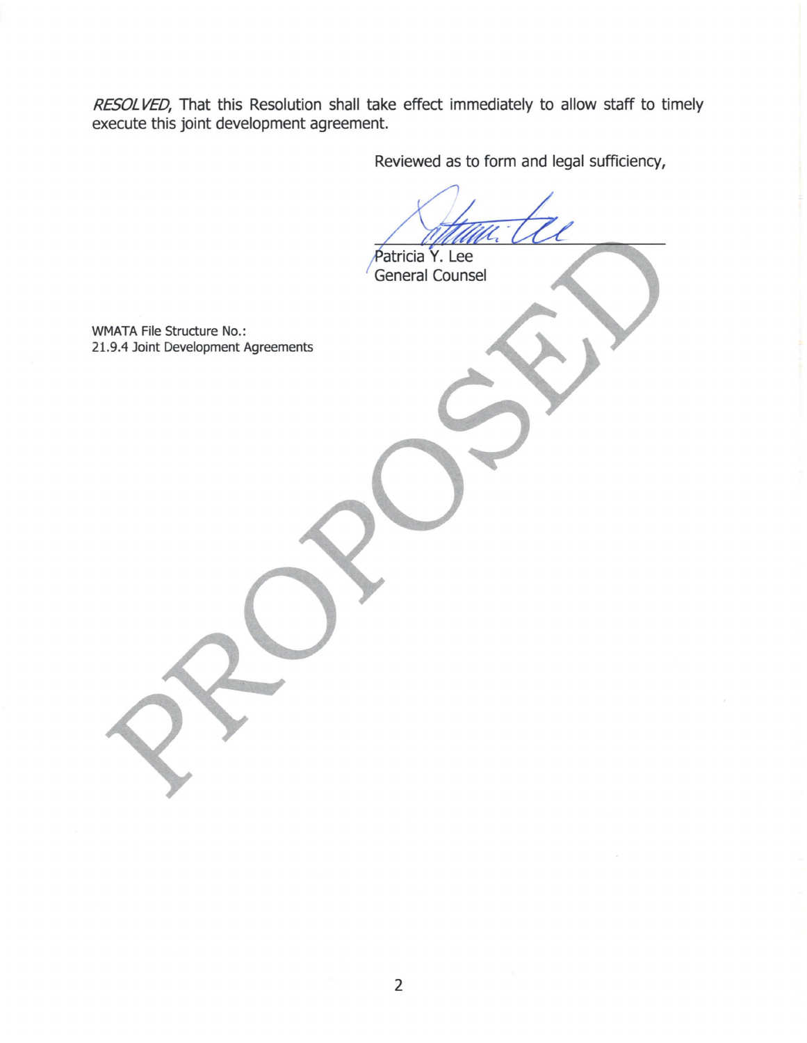*RESOLVED*, That this Resolution shall take effect immediately to allow staff to timely execute this joint development agreement.

Reviewed as to form and legal sufficiency,

Patricia Y. Lee
General Counsel

WMATA File Structure No.:
21.9.4 Joint Development Agreements

PROPOSED